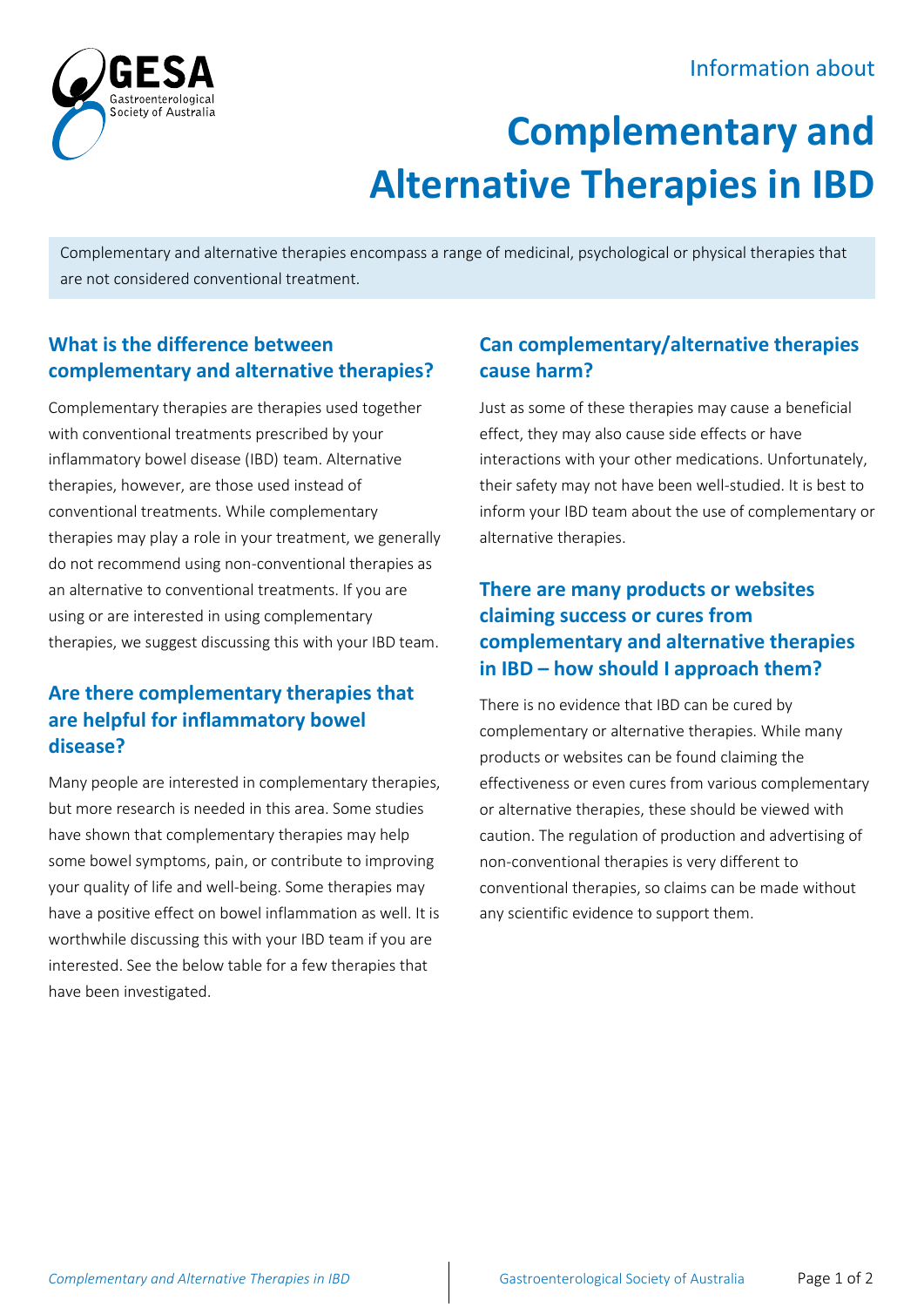Information about

# Complementary and Alternative Therapies in IBD

Complementary and alternative therapies encompass a range of medicinal, psychological or physical therapies that are not considered conventional treatment.

## What is the difference between complementary and alternative therapies?

Complementary therapies are therapies used together with conventional treatments prescribed by your inflammatory bowel disease (IBD) team. Alternative therapies, however, are those used instead of conventional treatments. While complementary therapies may play a role in your treatment, we generally do not recommend using non-conventional therapies as an alternative to conventional treatments. If you are using or are interested in using complementary therapies, we suggest discussing this with your IBD team.

## Are there complementary therapies that are helpful for inflammatory bowel disease?

Many people are interested in complementary therapies, but more research is needed in this area. Some studies have shown that complementary therapies may help some bowel symptoms, pain, or contribute to improving your quality of life and well-being. Some therapies may have a positive effect on bowel inflammation as well. It is worthwhile discussing this with your IBD team if you are interested. See the below table for a few therapies that have been investigated.

## Can complementary/alternative therapies cause harm?

Just as some of these therapies may cause a beneficial effect, they may also cause side effects or have interactions with your other medications. Unfortunately, their safety may not have been well-studied. It is best to inform your IBD team about the use of complementary or alternative therapies.

## There are many products or websites claiming success or cures from complementary and alternative therapies in IBD – how should I approach them?

There is no evidence that IBD can be cured by complementary or alternative therapies. While many products or websites can be found claiming the effectiveness or even cures from various complementary or alternative therapies, these should be viewed with caution. The regulation of production and advertising of non-conventional therapies is very different to conventional therapies, so claims can be made without any scientific evidence to support them.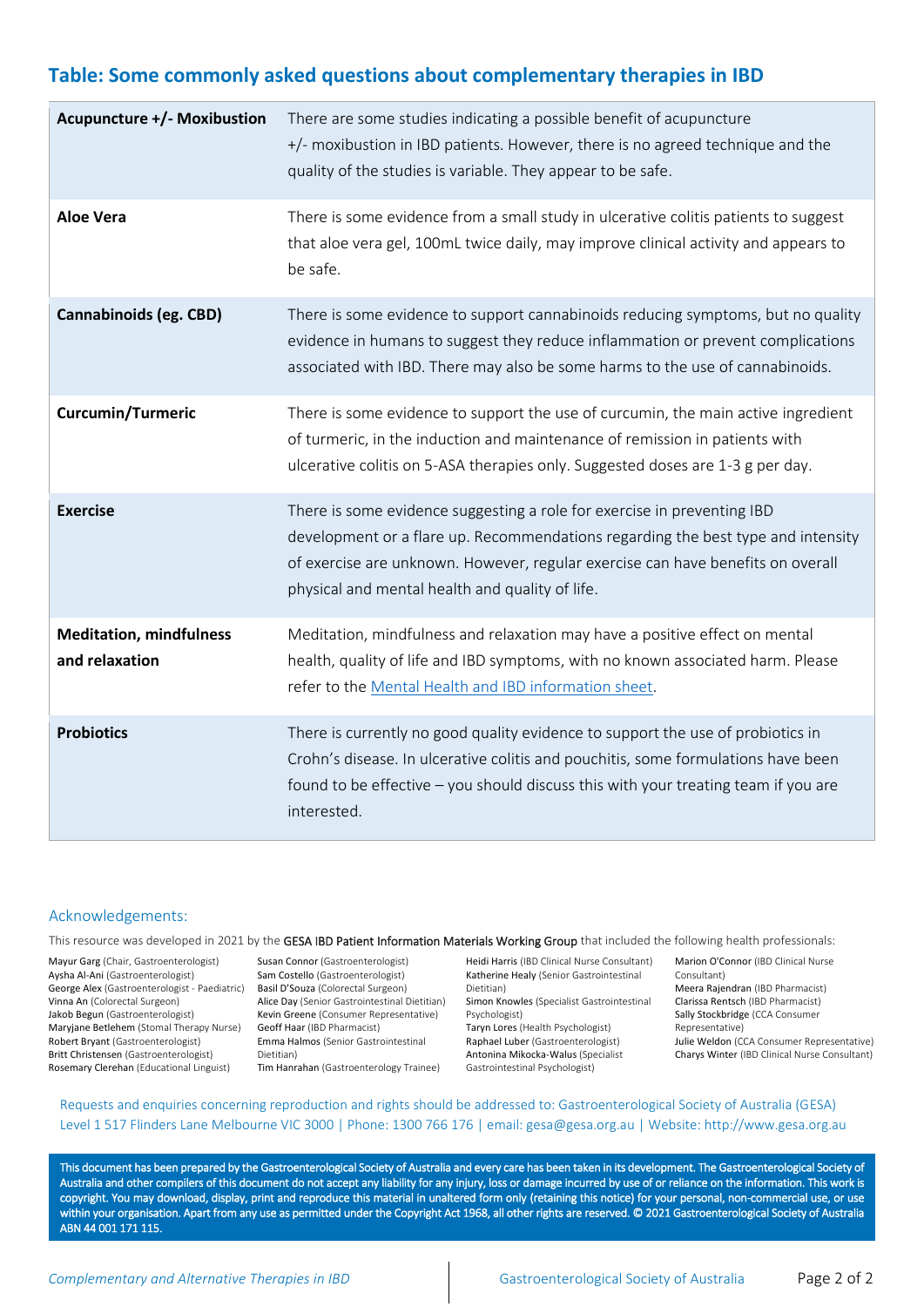## Table: Some commonly asked questions about complementary therapies in IBD

| | |
|---|---|
| **Acupuncture +/- Moxibustion** | There are some studies indicating a possible benefit of acupuncture +/- moxibustion in IBD patients. However, there is no agreed technique and the quality of the studies is variable. They appear to be safe. |
| **Aloe Vera** | There is some evidence from a small study in ulcerative colitis patients to suggest that aloe vera gel, 100mL twice daily, may improve clinical activity and appears to be safe. |
| **Cannabinoids (eg. CBD)** | There is some evidence to support cannabinoids reducing symptoms, but no quality evidence in humans to suggest they reduce inflammation or prevent complications associated with IBD. There may also be some harms to the use of cannabinoids. |
| **Curcumin/Turmeric** | There is some evidence to support the use of curcumin, the main active ingredient of turmeric, in the induction and maintenance of remission in patients with ulcerative colitis on 5-ASA therapies only. Suggested doses are 1-3 g per day. |
| **Exercise** | There is some evidence suggesting a role for exercise in preventing IBD development or a flare up. Recommendations regarding the best type and intensity of exercise are unknown. However, regular exercise can have benefits on overall physical and mental health and quality of life. |
| **Meditation, mindfulness and relaxation** | Meditation, mindfulness and relaxation may have a positive effect on mental health, quality of life and IBD symptoms, with no known associated harm. Please refer to the Mental Health and IBD information sheet. |
| **Probiotics** | There is currently no good quality evidence to support the use of probiotics in Crohn's disease. In ulcerative colitis and pouchitis, some formulations have been found to be effective – you should discuss this with your treating team if you are interested. |

### Acknowledgements:

This resource was developed in 2021 by the **GESA IBD Patient Information Materials Working Group** that included the following health professionals:

**Mayur Garg** (Chair, Gastroenterologist)
**Aysha Al-Ani** (Gastroenterologist)
**George Alex** (Gastroenterologist - Paediatric)
**Vinna An** (Colorectal Surgeon)
**Jakob Begun** (Gastroenterologist)
**Maryjane Betlehem** (Stomal Therapy Nurse)
**Robert Bryant** (Gastroenterologist)
**Britt Christensen** (Gastroenterologist)
**Rosemary Clerehan** (Educational Linguist)
**Susan Connor** (Gastroenterologist)
**Sam Costello** (Gastroenterologist)
**Basil D'Souza** (Colorectal Surgeon)
**Alice Day** (Senior Gastrointestinal Dietitian)
**Kevin Greene** (Consumer Representative)
**Geoff Haar** (IBD Pharmacist)
**Emma Halmos** (Senior Gastrointestinal Dietitian)
**Tim Hanrahan** (Gastroenterology Trainee)
**Heidi Harris** (IBD Clinical Nurse Consultant)
**Katherine Healy** (Senior Gastrointestinal Dietitian)
**Simon Knowles** (Specialist Gastrointestinal Psychologist)
**Taryn Lores** (Health Psychologist)
**Raphael Luber** (Gastroenterologist)
**Antonina Mikocka-Walus** (Specialist Gastrointestinal Psychologist)
**Marion O'Connor** (IBD Clinical Nurse Consultant)
**Meera Rajendran** (IBD Pharmacist)
**Clarissa Rentsch** (IBD Pharmacist)
**Sally Stockbridge** (CCA Consumer Representative)
**Julie Weldon** (CCA Consumer Representative)
**Charys Winter** (IBD Clinical Nurse Consultant)

Requests and enquiries concerning reproduction and rights should be addressed to: Gastroenterological Society of Australia (GESA) Level 1 517 Flinders Lane Melbourne VIC 3000 | Phone: 1300 766 176 | email: gesa@gesa.org.au | Website: http://www.gesa.org.au

This document has been prepared by the Gastroenterological Society of Australia and every care has been taken in its development. The Gastroenterological Society of Australia and other compilers of this document do not accept any liability for any injury, loss or damage incurred by use of or reliance on the information. This work is copyright. You may download, display, print and reproduce this material in unaltered form only (retaining this notice) for your personal, non-commercial use, or use within your organisation. Apart from any use as permitted under the Copyright Act 1968, all other rights are reserved. © 2021 Gastroenterological Society of Australia ABN 44 001 171 115.